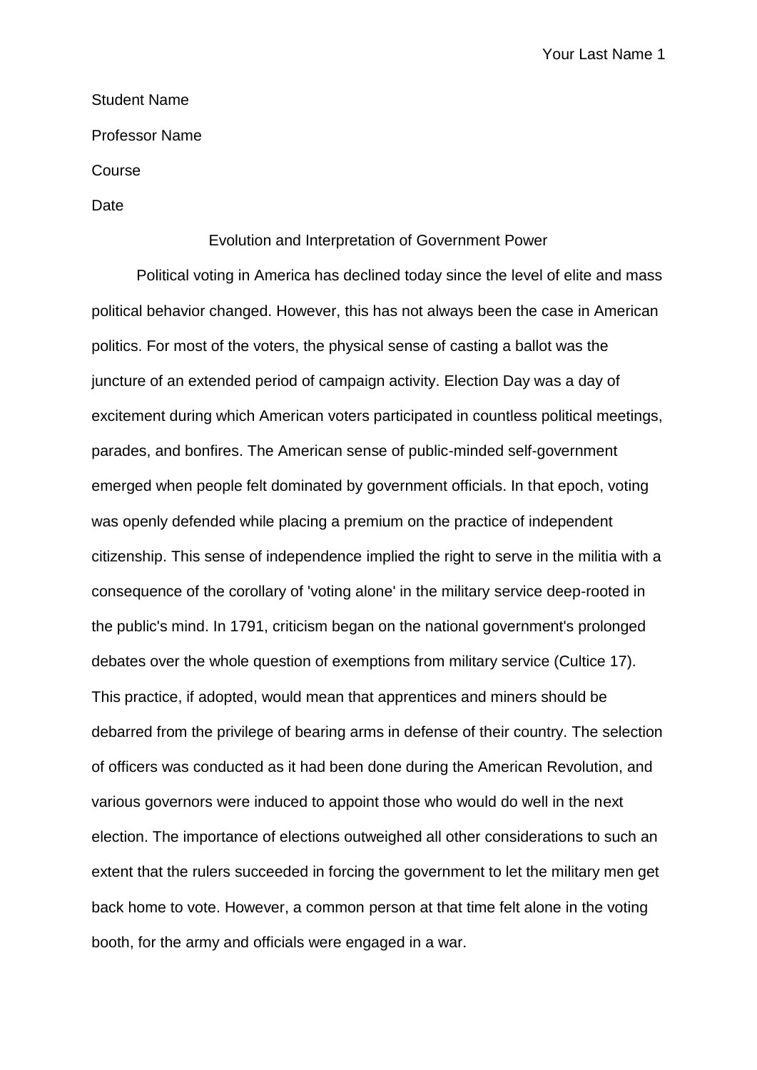Student Name

Professor Name

Course

Date

# Evolution and Interpretation of Government Power

Political voting in America has declined today since the level of elite and mass political behavior changed. However, this has not always been the case in American politics. For most of the voters, the physical sense of casting a ballot was the juncture of an extended period of campaign activity. Election Day was a day of excitement during which American voters participated in countless political meetings, parades, and bonfires. The American sense of public-minded self-government emerged when people felt dominated by government officials. In that epoch, voting was openly defended while placing a premium on the practice of independent citizenship. This sense of independence implied the right to serve in the militia with a consequence of the corollary of 'voting alone' in the military service deep-rooted in the public's mind. In 1791, criticism began on the national government's prolonged debates over the whole question of exemptions from military service (Cultice 17). This practice, if adopted, would mean that apprentices and miners should be debarred from the privilege of bearing arms in defense of their country. The selection of officers was conducted as it had been done during the American Revolution, and various governors were induced to appoint those who would do well in the next election. The importance of elections outweighed all other considerations to such an extent that the rulers succeeded in forcing the government to let the military men get back home to vote. However, a common person at that time felt alone in the voting booth, for the army and officials were engaged in a war.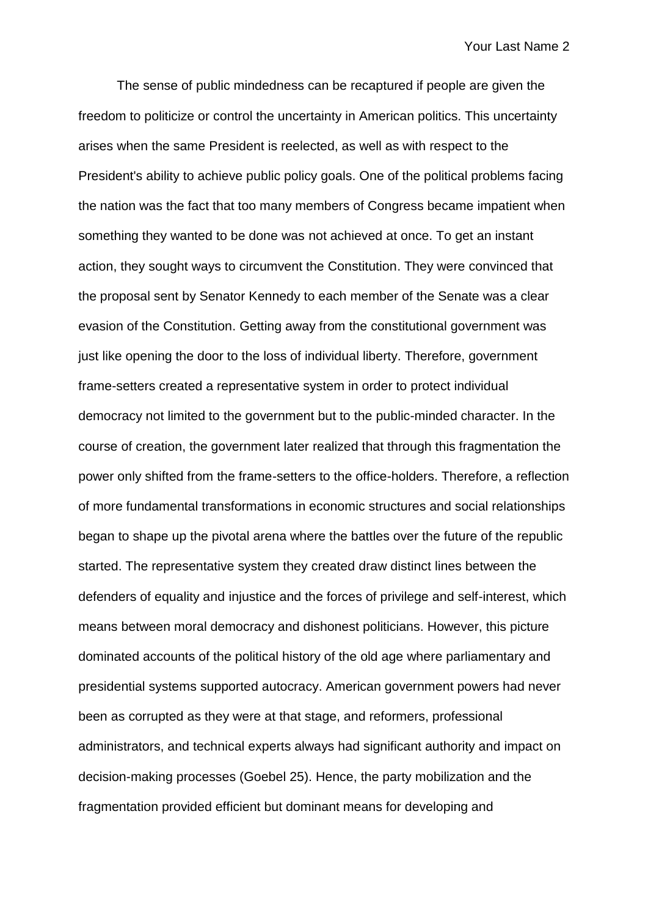The sense of public mindedness can be recaptured if people are given the freedom to politicize or control the uncertainty in American politics. This uncertainty arises when the same President is reelected, as well as with respect to the President's ability to achieve public policy goals. One of the political problems facing the nation was the fact that too many members of Congress became impatient when something they wanted to be done was not achieved at once. To get an instant action, they sought ways to circumvent the Constitution. They were convinced that the proposal sent by Senator Kennedy to each member of the Senate was a clear evasion of the Constitution. Getting away from the constitutional government was just like opening the door to the loss of individual liberty. Therefore, government frame-setters created a representative system in order to protect individual democracy not limited to the government but to the public-minded character. In the course of creation, the government later realized that through this fragmentation the power only shifted from the frame-setters to the office-holders. Therefore, a reflection of more fundamental transformations in economic structures and social relationships began to shape up the pivotal arena where the battles over the future of the republic started. The representative system they created draw distinct lines between the defenders of equality and injustice and the forces of privilege and self-interest, which means between moral democracy and dishonest politicians. However, this picture dominated accounts of the political history of the old age where parliamentary and presidential systems supported autocracy. American government powers had never been as corrupted as they were at that stage, and reformers, professional administrators, and technical experts always had significant authority and impact on decision-making processes (Goebel 25). Hence, the party mobilization and the fragmentation provided efficient but dominant means for developing and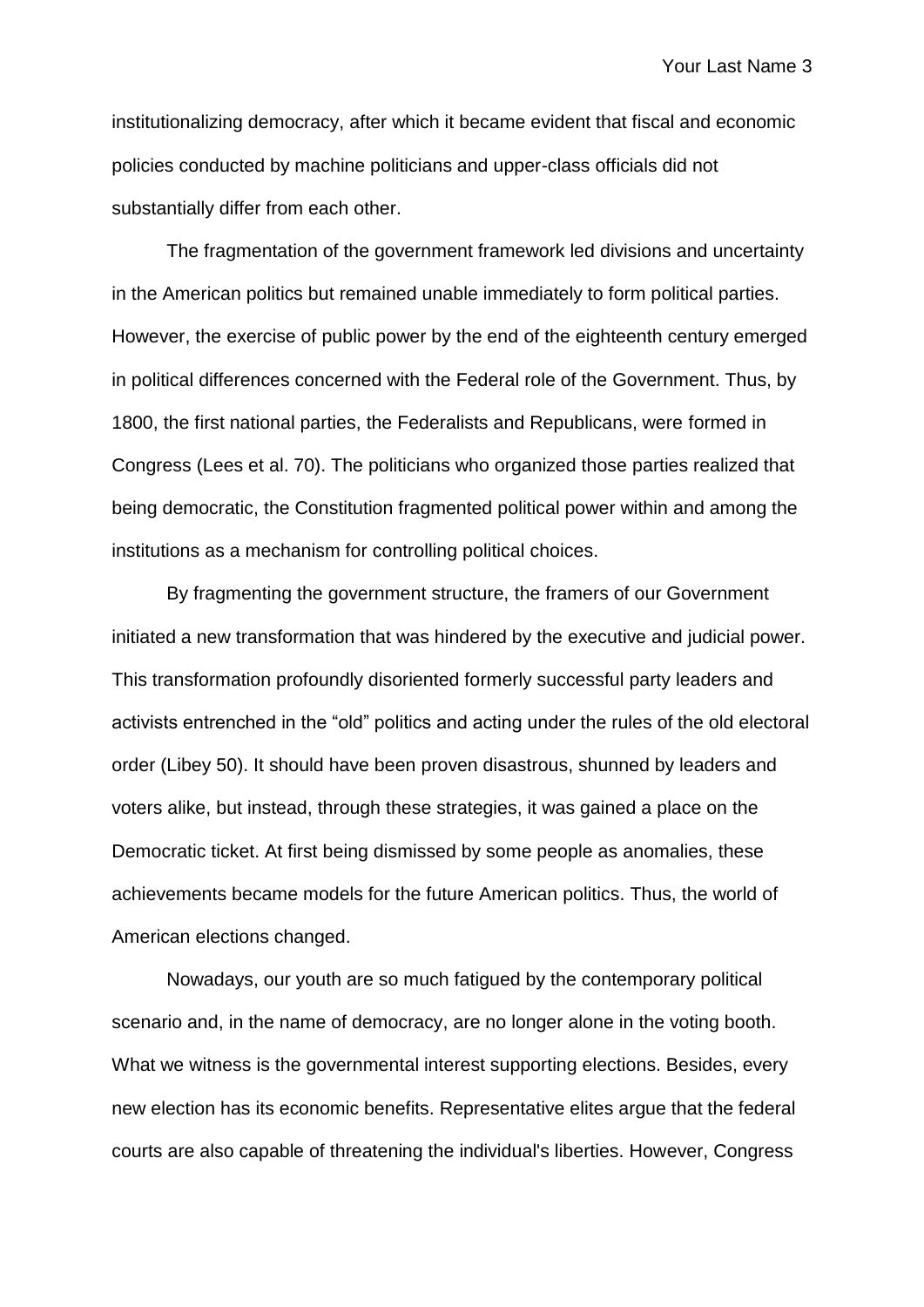institutionalizing democracy, after which it became evident that fiscal and economic policies conducted by machine politicians and upper-class officials did not substantially differ from each other.

The fragmentation of the government framework led divisions and uncertainty in the American politics but remained unable immediately to form political parties. However, the exercise of public power by the end of the eighteenth century emerged in political differences concerned with the Federal role of the Government. Thus, by 1800, the first national parties, the Federalists and Republicans, were formed in Congress (Lees et al. 70). The politicians who organized those parties realized that being democratic, the Constitution fragmented political power within and among the institutions as a mechanism for controlling political choices.

By fragmenting the government structure, the framers of our Government initiated a new transformation that was hindered by the executive and judicial power. This transformation profoundly disoriented formerly successful party leaders and activists entrenched in the "old" politics and acting under the rules of the old electoral order (Libey 50). It should have been proven disastrous, shunned by leaders and voters alike, but instead, through these strategies, it was gained a place on the Democratic ticket. At first being dismissed by some people as anomalies, these achievements became models for the future American politics. Thus, the world of American elections changed.

Nowadays, our youth are so much fatigued by the contemporary political scenario and, in the name of democracy, are no longer alone in the voting booth. What we witness is the governmental interest supporting elections. Besides, every new election has its economic benefits. Representative elites argue that the federal courts are also capable of threatening the individual's liberties. However, Congress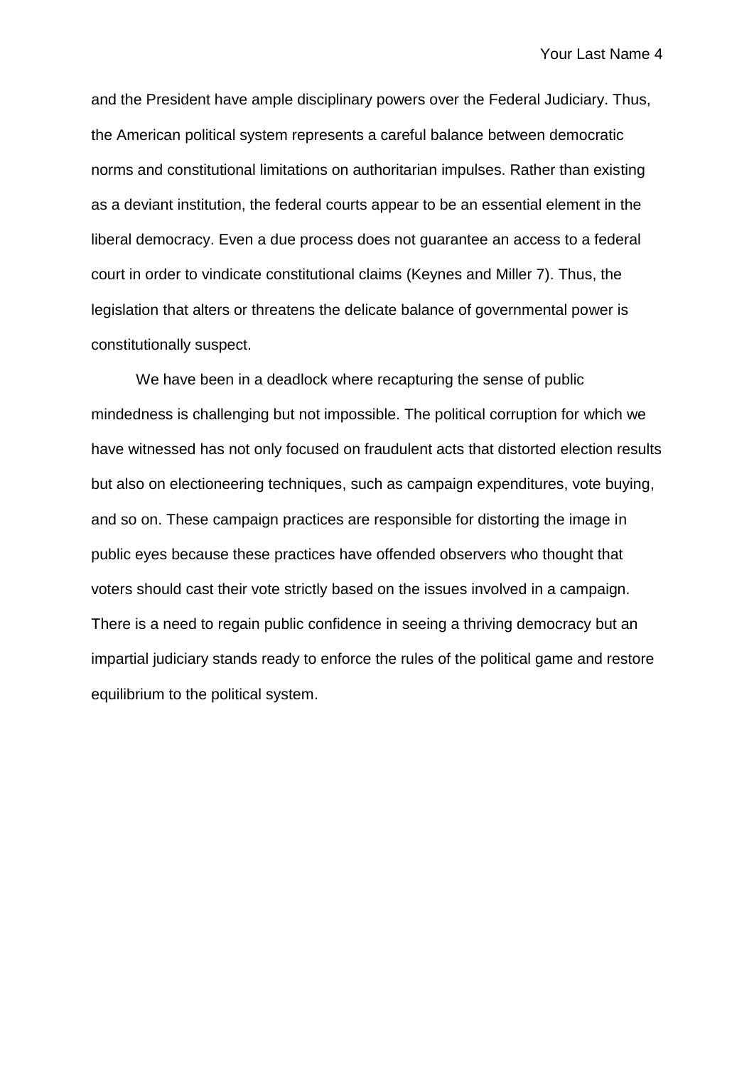and the President have ample disciplinary powers over the Federal Judiciary. Thus, the American political system represents a careful balance between democratic norms and constitutional limitations on authoritarian impulses. Rather than existing as a deviant institution, the federal courts appear to be an essential element in the liberal democracy. Even a due process does not guarantee an access to a federal court in order to vindicate constitutional claims (Keynes and Miller 7). Thus, the legislation that alters or threatens the delicate balance of governmental power is constitutionally suspect.

We have been in a deadlock where recapturing the sense of public mindedness is challenging but not impossible. The political corruption for which we have witnessed has not only focused on fraudulent acts that distorted election results but also on electioneering techniques, such as campaign expenditures, vote buying, and so on. These campaign practices are responsible for distorting the image in public eyes because these practices have offended observers who thought that voters should cast their vote strictly based on the issues involved in a campaign. There is a need to regain public confidence in seeing a thriving democracy but an impartial judiciary stands ready to enforce the rules of the political game and restore equilibrium to the political system.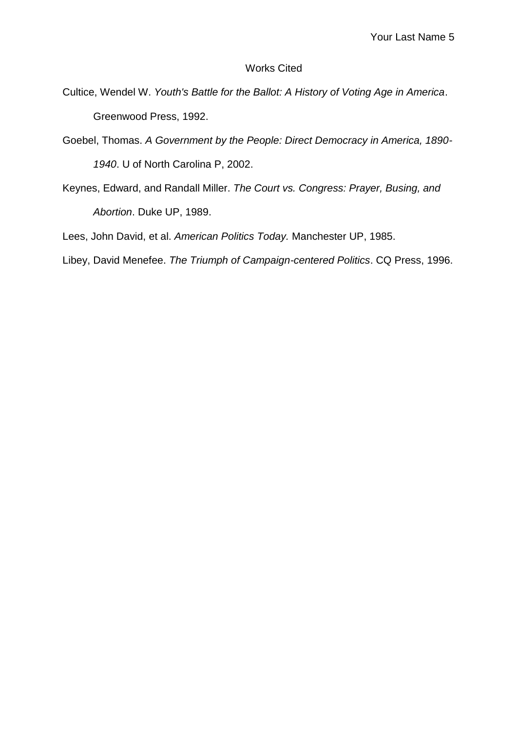# Works Cited

Cultice, Wendel W. *Youth's Battle for the Ballot: A History of Voting Age in America*. Greenwood Press, 1992.

Goebel, Thomas. *A Government by the People: Direct Democracy in America, 1890-1940*. U of North Carolina P, 2002.

Keynes, Edward, and Randall Miller. *The Court vs. Congress: Prayer, Busing, and Abortion*. Duke UP, 1989.

Lees, John David, et al. *American Politics Today.* Manchester UP, 1985.

Libey, David Menefee. *The Triumph of Campaign-centered Politics*. CQ Press, 1996.